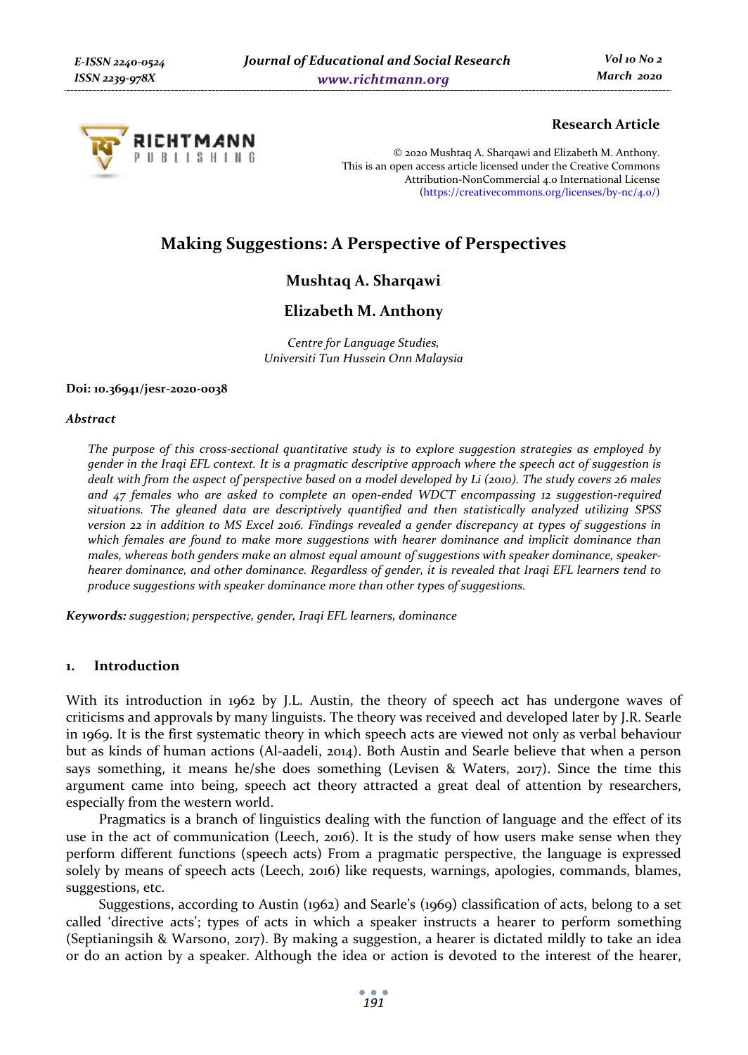**Research Article**

© 2020 Mushtaq A. Sharqawi and Elizabeth M. Anthony.
This is an open access article licensed under the Creative Commons
Attribution-NonCommercial 4.0 International License
(https://creativecommons.org/licenses/by-nc/4.0/)

# Making Suggestions: A Perspective of Perspectives

**Mushtaq A. Sharqawi**

**Elizabeth M. Anthony**

*Centre for Language Studies,*
*Universiti Tun Hussein Onn Malaysia*

**Doi: 10.36941/jesr-2020-0038**

***Abstract***

*The purpose of this cross-sectional quantitative study is to explore suggestion strategies as employed by gender in the Iraqi EFL context. It is a pragmatic descriptive approach where the speech act of suggestion is dealt with from the aspect of perspective based on a model developed by Li (2010). The study covers 26 males and 47 females who are asked to complete an open-ended WDCT encompassing 12 suggestion-required situations. The gleaned data are descriptively quantified and then statistically analyzed utilizing SPSS version 22 in addition to MS Excel 2016. Findings revealed a gender discrepancy at types of suggestions in which females are found to make more suggestions with hearer dominance and implicit dominance than males, whereas both genders make an almost equal amount of suggestions with speaker dominance, speaker-hearer dominance, and other dominance. Regardless of gender, it is revealed that Iraqi EFL learners tend to produce suggestions with speaker dominance more than other types of suggestions.*

***Keywords:*** *suggestion; perspective, gender, Iraqi EFL learners, dominance*

## 1. Introduction

With its introduction in 1962 by J.L. Austin, the theory of speech act has undergone waves of criticisms and approvals by many linguists. The theory was received and developed later by J.R. Searle in 1969. It is the first systematic theory in which speech acts are viewed not only as verbal behaviour but as kinds of human actions (Al-aadeli, 2014). Both Austin and Searle believe that when a person says something, it means he/she does something (Levisen & Waters, 2017). Since the time this argument came into being, speech act theory attracted a great deal of attention by researchers, especially from the western world.

Pragmatics is a branch of linguistics dealing with the function of language and the effect of its use in the act of communication (Leech, 2016). It is the study of how users make sense when they perform different functions (speech acts) From a pragmatic perspective, the language is expressed solely by means of speech acts (Leech, 2016) like requests, warnings, apologies, commands, blames, suggestions, etc.

Suggestions, according to Austin (1962) and Searle's (1969) classification of acts, belong to a set called 'directive acts'; types of acts in which a speaker instructs a hearer to perform something (Septianingsih & Warsono, 2017). By making a suggestion, a hearer is dictated mildly to take an idea or do an action by a speaker. Although the idea or action is devoted to the interest of the hearer,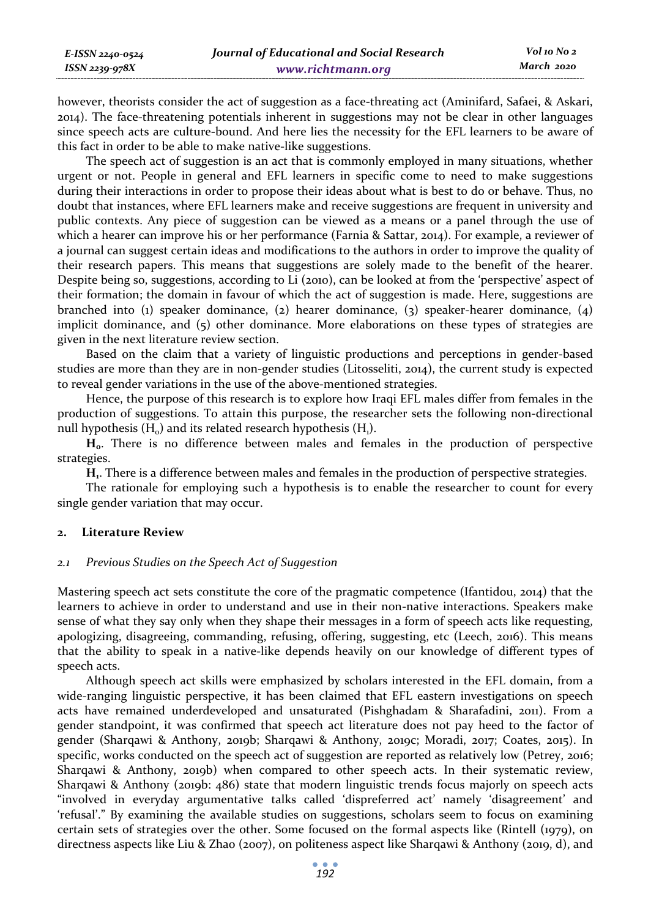however, theorists consider the act of suggestion as a face-threating act (Aminifard, Safaei, & Askari, 2014). The face-threatening potentials inherent in suggestions may not be clear in other languages since speech acts are culture-bound. And here lies the necessity for the EFL learners to be aware of this fact in order to be able to make native-like suggestions.

The speech act of suggestion is an act that is commonly employed in many situations, whether urgent or not. People in general and EFL learners in specific come to need to make suggestions during their interactions in order to propose their ideas about what is best to do or behave. Thus, no doubt that instances, where EFL learners make and receive suggestions are frequent in university and public contexts. Any piece of suggestion can be viewed as a means or a panel through the use of which a hearer can improve his or her performance (Farnia & Sattar, 2014). For example, a reviewer of a journal can suggest certain ideas and modifications to the authors in order to improve the quality of their research papers. This means that suggestions are solely made to the benefit of the hearer. Despite being so, suggestions, according to Li (2010), can be looked at from the 'perspective' aspect of their formation; the domain in favour of which the act of suggestion is made. Here, suggestions are branched into (1) speaker dominance, (2) hearer dominance, (3) speaker-hearer dominance, (4) implicit dominance, and (5) other dominance. More elaborations on these types of strategies are given in the next literature review section.

Based on the claim that a variety of linguistic productions and perceptions in gender-based studies are more than they are in non-gender studies (Litosseliti, 2014), the current study is expected to reveal gender variations in the use of the above-mentioned strategies.

Hence, the purpose of this research is to explore how Iraqi EFL males differ from females in the production of suggestions. To attain this purpose, the researcher sets the following non-directional null hypothesis ($H_o$) and its related research hypothesis ($H_1$).

**$H_o$**. There is no difference between males and females in the production of perspective strategies.

**$H_1$**. There is a difference between males and females in the production of perspective strategies.

The rationale for employing such a hypothesis is to enable the researcher to count for every single gender variation that may occur.

## 2. Literature Review

### *2.1 Previous Studies on the Speech Act of Suggestion*

Mastering speech act sets constitute the core of the pragmatic competence (Ifantidou, 2014) that the learners to achieve in order to understand and use in their non-native interactions. Speakers make sense of what they say only when they shape their messages in a form of speech acts like requesting, apologizing, disagreeing, commanding, refusing, offering, suggesting, etc (Leech, 2016). This means that the ability to speak in a native-like depends heavily on our knowledge of different types of speech acts.

Although speech act skills were emphasized by scholars interested in the EFL domain, from a wide-ranging linguistic perspective, it has been claimed that EFL eastern investigations on speech acts have remained underdeveloped and unsaturated (Pishghadam & Sharafadini, 2011). From a gender standpoint, it was confirmed that speech act literature does not pay heed to the factor of gender (Sharqawi & Anthony, 2019b; Sharqawi & Anthony, 2019c; Moradi, 2017; Coates, 2015). In specific, works conducted on the speech act of suggestion are reported as relatively low (Petrey, 2016; Sharqawi & Anthony, 2019b) when compared to other speech acts. In their systematic review, Sharqawi & Anthony (2019b: 486) state that modern linguistic trends focus majorly on speech acts "involved in everyday argumentative talks called 'dispreferred act' namely 'disagreement' and 'refusal'." By examining the available studies on suggestions, scholars seem to focus on examining certain sets of strategies over the other. Some focused on the formal aspects like (Rintell (1979), on directness aspects like Liu & Zhao (2007), on politeness aspect like Sharqawi & Anthony (2019, d), and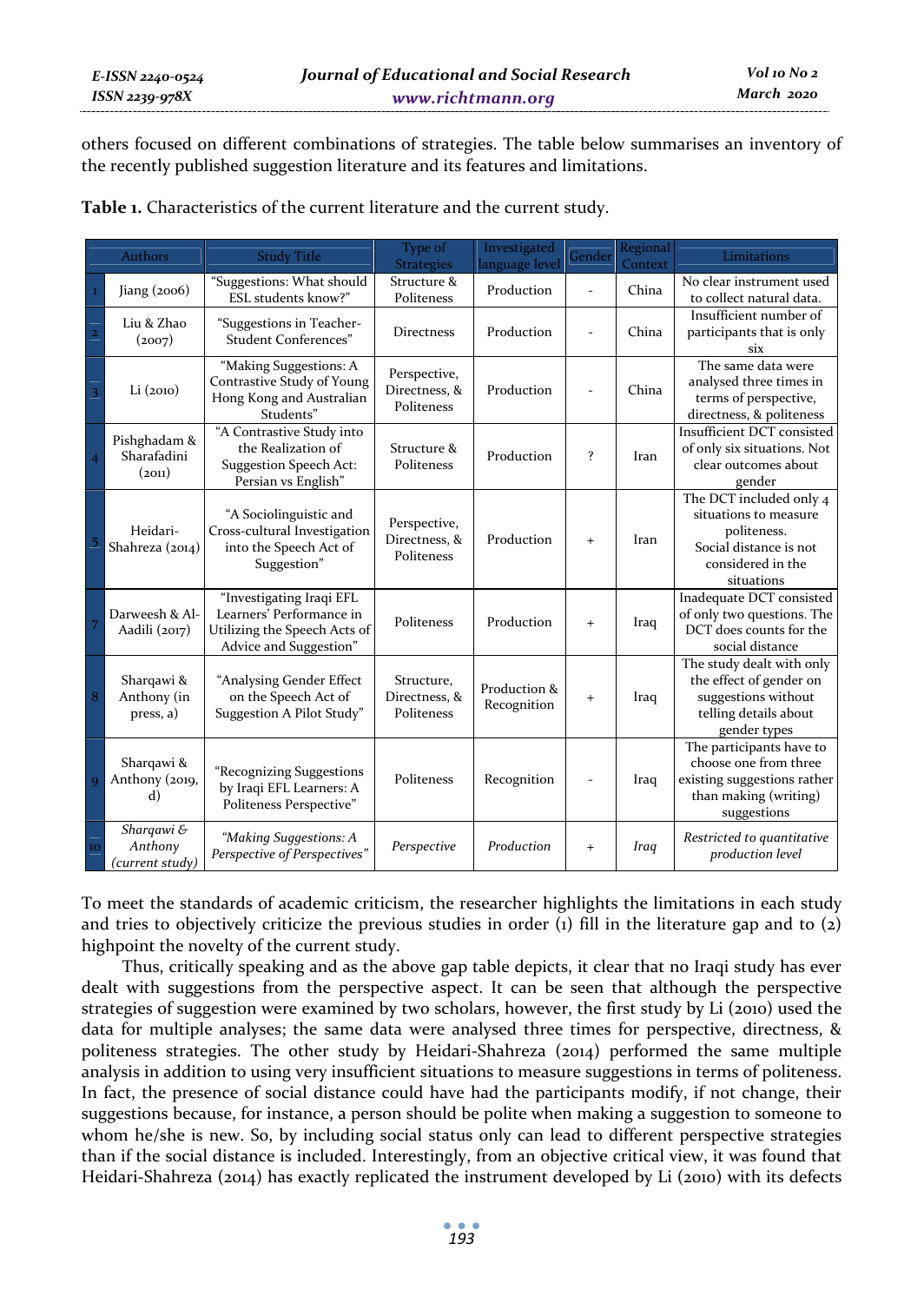others focused on different combinations of strategies. The table below summarises an inventory of the recently published suggestion literature and its features and limitations.

**Table 1.** Characteristics of the current literature and the current study.

| | Authors | Study Title | Type of Strategies | Investigated language level | Gender | Regional Context | Limitations |
|---|---|---|---|---|---|---|---|
| 1 | Jiang (2006) | "Suggestions: What should ESL students know?" | Structure & Politeness | Production | - | China | No clear instrument used to collect natural data. |
| 2 | Liu & Zhao (2007) | "Suggestions in Teacher-Student Conferences" | Directness | Production | - | China | Insufficient number of participants that is only six |
| 3 | Li (2010) | "Making Suggestions: A Contrastive Study of Young Hong Kong and Australian Students" | Perspective, Directness, & Politeness | Production | - | China | The same data were analysed three times in terms of perspective, directness, & politeness |
| 4 | Pishghadam & Sharafadini (2011) | "A Contrastive Study into the Realization of Suggestion Speech Act: Persian vs English" | Structure & Politeness | Production | ? | Iran | Insufficient DCT consisted of only six situations. Not clear outcomes about gender |
| 5 | Heidari-Shahreza (2014) | "A Sociolinguistic and Cross-cultural Investigation into the Speech Act of Suggestion" | Perspective, Directness, & Politeness | Production | + | Iran | The DCT included only 4 situations to measure politeness. Social distance is not considered in the situations |
| 7 | Darweesh & Al-Aadili (2017) | "Investigating Iraqi EFL Learners' Performance in Utilizing the Speech Acts of Advice and Suggestion" | Politeness | Production | + | Iraq | Inadequate DCT consisted of only two questions. The DCT does counts for the social distance |
| 8 | Sharqawi & Anthony (in press, a) | "Analysing Gender Effect on the Speech Act of Suggestion A Pilot Study" | Structure, Directness, & Politeness | Production & Recognition | + | Iraq | The study dealt with only the effect of gender on suggestions without telling details about gender types |
| 9 | Sharqawi & Anthony (2019, d) | "Recognizing Suggestions by Iraqi EFL Learners: A Politeness Perspective" | Politeness | Recognition | - | Iraq | The participants have to choose from three existing suggestions rather than making (writing) suggestions |
| 10 | *Sharqawi & Anthony (current study)* | *"Making Suggestions: A Perspective of Perspectives"* | *Perspective* | *Production* | + | *Iraq* | *Restricted to quantitative production level* |

To meet the standards of academic criticism, the researcher highlights the limitations in each study and tries to objectively criticize the previous studies in order (1) fill in the literature gap and to (2) highpoint the novelty of the current study.

Thus, critically speaking and as the above gap table depicts, it clear that no Iraqi study has ever dealt with suggestions from the perspective aspect. It can be seen that although the perspective strategies of suggestion were examined by two scholars, however, the first study by Li (2010) used the data for multiple analyses; the same data were analysed three times for perspective, directness, & politeness strategies. The other study by Heidari-Shahreza (2014) performed the same multiple analysis in addition to using very insufficient situations to measure suggestions in terms of politeness. In fact, the presence of social distance could have had the participants modify, if not change, their suggestions because, for instance, a person should be polite when making a suggestion to someone to whom he/she is new. So, by including social status only can lead to different perspective strategies than if the social distance is included. Interestingly, from an objective critical view, it was found that Heidari-Shahreza (2014) has exactly replicated the instrument developed by Li (2010) with its defects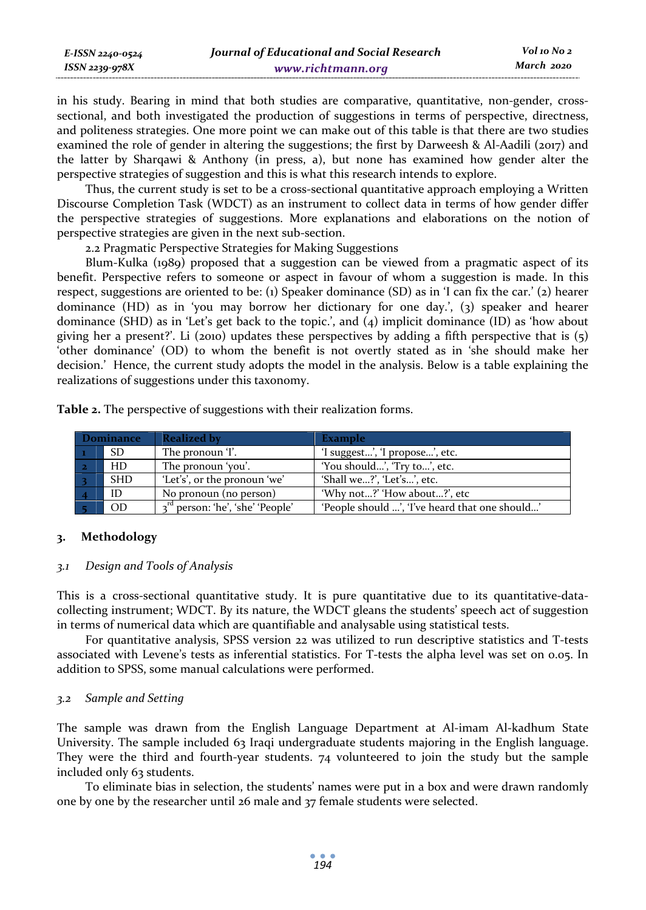in his study. Bearing in mind that both studies are comparative, quantitative, non-gender, cross-sectional, and both investigated the production of suggestions in terms of perspective, directness, and politeness strategies. One more point we can make out of this table is that there are two studies examined the role of gender in altering the suggestions; the first by Darweesh & Al-Aadili (2017) and the latter by Sharqawi & Anthony (in press, a), but none has examined how gender alter the perspective strategies of suggestion and this is what this research intends to explore.

Thus, the current study is set to be a cross-sectional quantitative approach employing a Written Discourse Completion Task (WDCT) as an instrument to collect data in terms of how gender differ the perspective strategies of suggestions. More explanations and elaborations on the notion of perspective strategies are given in the next sub-section.

2.2 Pragmatic Perspective Strategies for Making Suggestions

Blum-Kulka (1989) proposed that a suggestion can be viewed from a pragmatic aspect of its benefit. Perspective refers to someone or aspect in favour of whom a suggestion is made. In this respect, suggestions are oriented to be: (1) Speaker dominance (SD) as in 'I can fix the car.' (2) hearer dominance (HD) as in 'you may borrow her dictionary for one day.', (3) speaker and hearer dominance (SHD) as in 'Let's get back to the topic.', and (4) implicit dominance (ID) as 'how about giving her a present?'. Li (2010) updates these perspectives by adding a fifth perspective that is (5) 'other dominance' (OD) to whom the benefit is not overtly stated as in 'she should make her decision.' Hence, the current study adopts the model in the analysis. Below is a table explaining the realizations of suggestions under this taxonomy.

**Table 2.** The perspective of suggestions with their realization forms.

| Dominance | | Realized by | Example |
|---|---|---|---|
| 1 | SD | The pronoun 'I'. | 'I suggest…', 'I propose…', etc. |
| 2 | HD | The pronoun 'you'. | 'You should…', 'Try to…', etc. |
| 3 | SHD | 'Let's', or the pronoun 'we' | 'Shall we…?', 'Let's…', etc. |
| 4 | ID | No pronoun (no person) | 'Why not…?' 'How about…?', etc |
| 5 | OD | 3rd person: 'he', 'she' 'People' | 'People should …', 'I've heard that one should…' |

## 3. Methodology

### *3.1 Design and Tools of Analysis*

This is a cross-sectional quantitative study. It is pure quantitative due to its quantitative-data-collecting instrument; WDCT. By its nature, the WDCT gleans the students' speech act of suggestion in terms of numerical data which are quantifiable and analysable using statistical tests.

For quantitative analysis, SPSS version 22 was utilized to run descriptive statistics and T-tests associated with Levene's tests as inferential statistics. For T-tests the alpha level was set on 0.05. In addition to SPSS, some manual calculations were performed.

### *3.2 Sample and Setting*

The sample was drawn from the English Language Department at Al-imam Al-kadhum State University. The sample included 63 Iraqi undergraduate students majoring in the English language. They were the third and fourth-year students. 74 volunteered to join the study but the sample included only 63 students.

To eliminate bias in selection, the students' names were put in a box and were drawn randomly one by one by the researcher until 26 male and 37 female students were selected.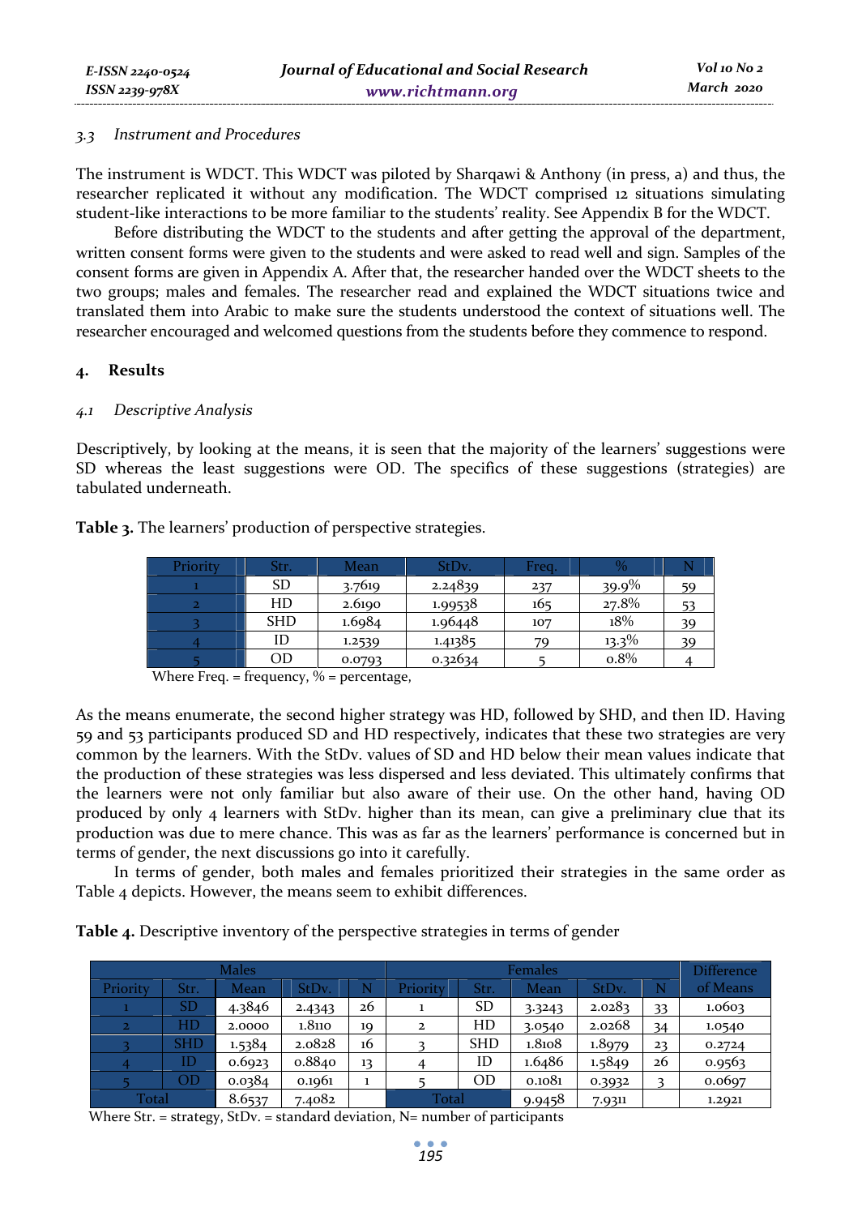### 3.3 Instrument and Procedures

The instrument is WDCT. This WDCT was piloted by Sharqawi & Anthony (in press, a) and thus, the researcher replicated it without any modification. The WDCT comprised 12 situations simulating student-like interactions to be more familiar to the students' reality. See Appendix B for the WDCT.

Before distributing the WDCT to the students and after getting the approval of the department, written consent forms were given to the students and were asked to read well and sign. Samples of the consent forms are given in Appendix A. After that, the researcher handed over the WDCT sheets to the two groups; males and females. The researcher read and explained the WDCT situations twice and translated them into Arabic to make sure the students understood the context of situations well. The researcher encouraged and welcomed questions from the students before they commence to respond.

## 4. Results

### 4.1 Descriptive Analysis

Descriptively, by looking at the means, it is seen that the majority of the learners' suggestions were SD whereas the least suggestions were OD. The specifics of these suggestions (strategies) are tabulated underneath.

**Table 3.** The learners' production of perspective strategies.

| Priority | Str. | Mean | StDv. | Freq. | % | N |
|---|---|---|---|---|---|---|
| 1 | SD | 3.7619 | 2.24839 | 237 | 39.9% | 59 |
| 2 | HD | 2.6190 | 1.99538 | 165 | 27.8% | 53 |
| 3 | SHD | 1.6984 | 1.96448 | 107 | 18% | 39 |
| 4 | ID | 1.2539 | 1.41385 | 79 | 13.3% | 39 |
| 5 | OD | 0.0793 | 0.32634 | 5 | 0.8% | 4 |

Where Freq. = frequency, % = percentage,

As the means enumerate, the second higher strategy was HD, followed by SHD, and then ID. Having 59 and 53 participants produced SD and HD respectively, indicates that these two strategies are very common by the learners. With the StDv. values of SD and HD below their mean values indicate that the production of these strategies was less dispersed and less deviated. This ultimately confirms that the learners were not only familiar but also aware of their use. On the other hand, having OD produced by only 4 learners with StDv. higher than its mean, can give a preliminary clue that its production was due to mere chance. This was as far as the learners' performance is concerned but in terms of gender, the next discussions go into it carefully.

In terms of gender, both males and females prioritized their strategies in the same order as Table 4 depicts. However, the means seem to exhibit differences.

**Table 4.** Descriptive inventory of the perspective strategies in terms of gender

| Males | | | | | Females | | | | | Difference of Means |
|---|---|---|---|---|---|---|---|---|---|---|
| Priority | Str. | Mean | StDv. | N | Priority | Str. | Mean | StDv. | N | |
| 1 | SD | 4.3846 | 2.4343 | 26 | 1 | SD | 3.3243 | 2.0283 | 33 | 1.0603 |
| 2 | HD | 2.0000 | 1.8110 | 19 | 2 | HD | 3.0540 | 2.0268 | 34 | 1.0540 |
| 3 | SHD | 1.5384 | 2.0828 | 16 | 3 | SHD | 1.8108 | 1.8979 | 23 | 0.2724 |
| 4 | ID | 0.6923 | 0.8840 | 13 | 4 | ID | 1.6486 | 1.5849 | 26 | 0.9563 |
| 5 | OD | 0.0384 | 0.1961 | 1 | 5 | OD | 0.1081 | 0.3932 | 3 | 0.0697 |
| Total | | 8.6537 | 7.4082 | | Total | | 9.9458 | 7.9311 | | 1.2921 |

Where Str. = strategy, StDv. = standard deviation, N= number of participants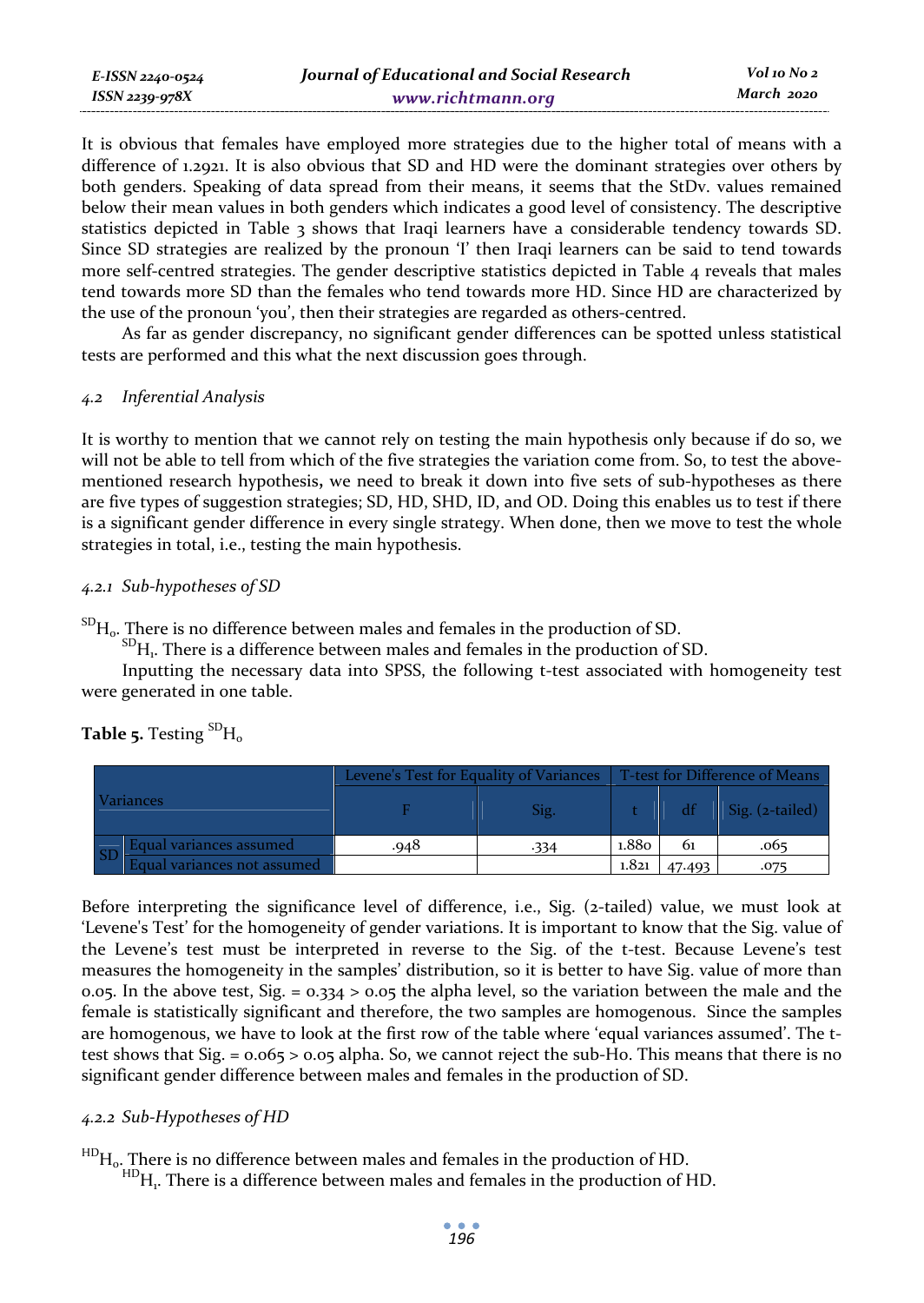It is obvious that females have employed more strategies due to the higher total of means with a difference of 1.2921. It is also obvious that SD and HD were the dominant strategies over others by both genders. Speaking of data spread from their means, it seems that the StDv. values remained below their mean values in both genders which indicates a good level of consistency. The descriptive statistics depicted in Table 3 shows that Iraqi learners have a considerable tendency towards SD. Since SD strategies are realized by the pronoun 'I' then Iraqi learners can be said to tend towards more self-centred strategies. The gender descriptive statistics depicted in Table 4 reveals that males tend towards more SD than the females who tend towards more HD. Since HD are characterized by the use of the pronoun 'you', then their strategies are regarded as others-centred.

As far as gender discrepancy, no significant gender differences can be spotted unless statistical tests are performed and this what the next discussion goes through.

### *4.2 Inferential Analysis*

It is worthy to mention that we cannot rely on testing the main hypothesis only because if do so, we will not be able to tell from which of the five strategies the variation come from. So, to test the above-mentioned research hypothesis, we need to break it down into five sets of sub-hypotheses as there are five types of suggestion strategies; SD, HD, SHD, ID, and OD. Doing this enables us to test if there is a significant gender difference in every single strategy. When done, then we move to test the whole strategies in total, i.e., testing the main hypothesis.

#### *4.2.1 Sub-hypotheses of SD*

${}^{SD}H_o$. There is no difference between males and females in the production of SD.

${}^{SD}H_1$. There is a difference between males and females in the production of SD.

Inputting the necessary data into SPSS, the following t-test associated with homogeneity test were generated in one table.

**Table 5.** Testing ${}^{SD}H_o$

| Variances | | Levene's Test for Equality of Variances | | T-test for Difference of Means | | |
|---|---|---|---|---|---|---|
| | | F | Sig. | t | df | Sig. (2-tailed) |
| SD | Equal variances assumed | .948 | .334 | 1.880 | 61 | .065 |
| | Equal variances not assumed | | | 1.821 | 47.493 | .075 |

Before interpreting the significance level of difference, i.e., Sig. (2-tailed) value, we must look at 'Levene's Test' for the homogeneity of gender variations. It is important to know that the Sig. value of the Levene's test must be interpreted in reverse to the Sig. of the t-test. Because Levene's test measures the homogeneity in the samples' distribution, so it is better to have Sig. value of more than 0.05. In the above test, Sig. = 0.334 > 0.05 the alpha level, so the variation between the male and the female is statistically significant and therefore, the two samples are homogenous. Since the samples are homogenous, we have to look at the first row of the table where 'equal variances assumed'. The t-test shows that Sig. = 0.065 > 0.05 alpha. So, we cannot reject the sub-Ho. This means that there is no significant gender difference between males and females in the production of SD.

#### *4.2.2 Sub-Hypotheses of HD*

${}^{HD}H_o$. There is no difference between males and females in the production of HD.

${}^{HD}H_1$. There is a difference between males and females in the production of HD.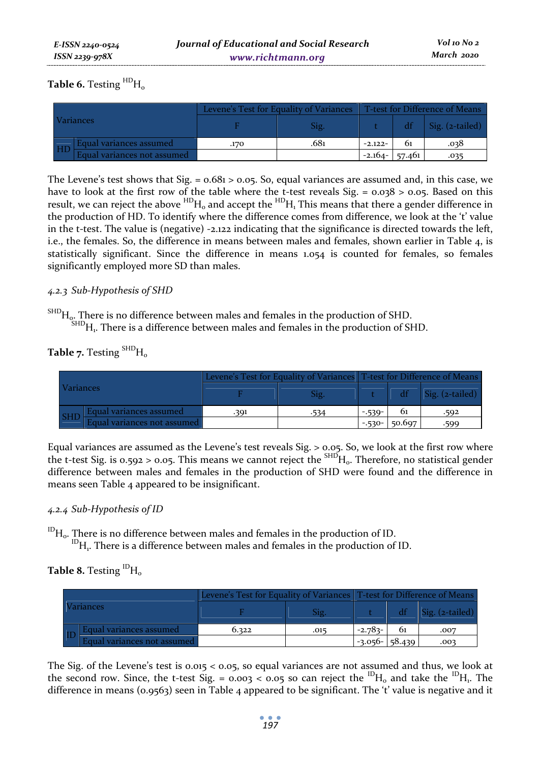**Table 6.** Testing $^{HD}H_o$

| Variances | | Levene's Test for Equality of Variances | | T-test for Difference of Means | | |
|---|---|---|---|---|---|---|
| | | F | Sig. | t | df | Sig. (2-tailed) |
| HD | Equal variances assumed | .170 | .681 | -2.122- | 61 | .038 |
| | Equal variances not assumed | | | -2.164- | 57.461 | .035 |

The Levene's test shows that Sig. = 0.681 > 0.05. So, equal variances are assumed and, in this case, we have to look at the first row of the table where the t-test reveals Sig. = 0.038 > 0.05. Based on this result, we can reject the above $^{HD}H_o$ and accept the $^{HD}H_1$ This means that there a gender difference in the production of HD. To identify where the difference comes from difference, we look at the 't' value in the t-test. The value is (negative) -2.122 indicating that the significance is directed towards the left, i.e., the females. So, the difference in means between males and females, shown earlier in Table 4, is statistically significant. Since the difference in means 1.054 is counted for females, so females significantly employed more SD than males.

### *4.2.3 Sub-Hypothesis of SHD*

$^{SHD}H_o$. There is no difference between males and females in the production of SHD.
$^{SHD}H_1$. There is a difference between males and females in the production of SHD.

**Table 7.** Testing $^{SHD}H_o$

| Variances | | Levene's Test for Equality of Variances | | T-test for Difference of Means | | |
|---|---|---|---|---|---|---|
| | | F | Sig. | t | df | Sig. (2-tailed) |
| SHD | Equal variances assumed | .391 | .534 | -.539- | 61 | .592 |
| | Equal variances not assumed | | | -.530- | 50.697 | .599 |

Equal variances are assumed as the Levene's test reveals Sig. > 0.05. So, we look at the first row where the t-test Sig. is 0.592 > 0.05. This means we cannot reject the $^{SHD}H_o$. Therefore, no statistical gender difference between males and females in the production of SHD were found and the difference in means seen Table 4 appeared to be insignificant.

### *4.2.4 Sub-Hypothesis of ID*

$^{ID}H_o$. There is no difference between males and females in the production of ID.
$^{ID}H_1$. There is a difference between males and females in the production of ID.

**Table 8.** Testing $^{ID}H_o$

| Variances | | Levene's Test for Equality of Variances | | T-test for Difference of Means | | |
|---|---|---|---|---|---|---|
| | | F | Sig. | t | df | Sig. (2-tailed) |
| ID | Equal variances assumed | 6.322 | .015 | -2.783- | 61 | .007 |
| | Equal variances not assumed | | | -3.056- | 58.439 | .003 |

The Sig. of the Levene's test is 0.015 < 0.05, so equal variances are not assumed and thus, we look at the second row. Since, the t-test Sig. = 0.003 < 0.05 so can reject the $^{ID}H_o$ and take the $^{ID}H_1$. The difference in means (0.9563) seen in Table 4 appeared to be significant. The 't' value is negative and it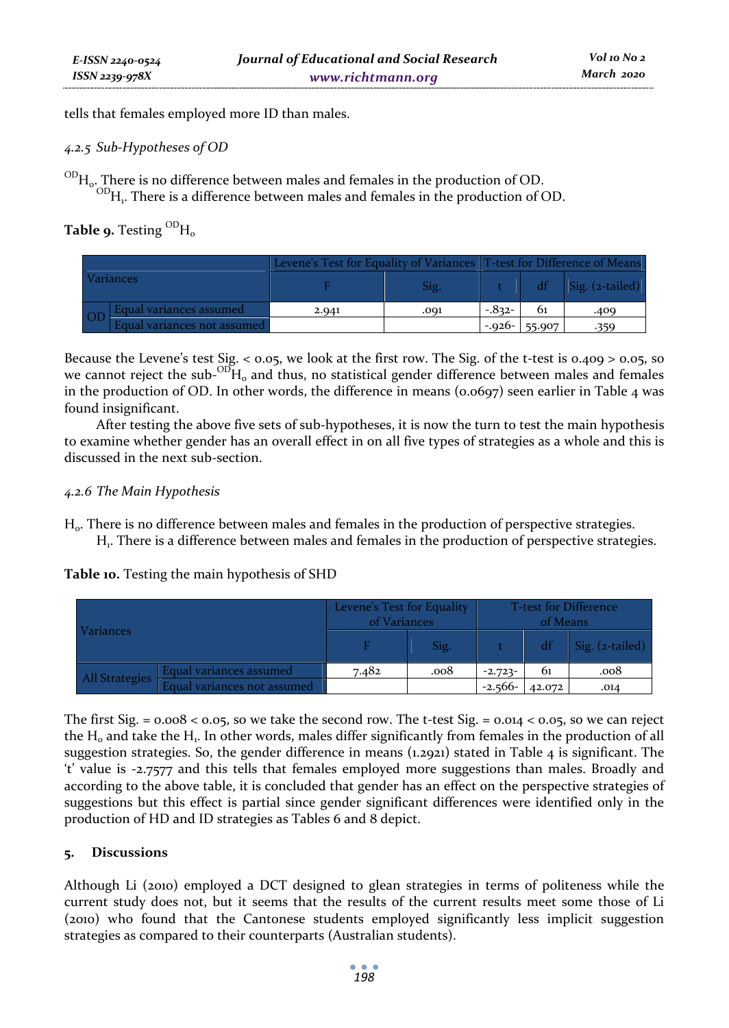tells that females employed more ID than males.

*4.2.5 Sub-Hypotheses of OD*

$^{OD}H_o$. There is no difference between males and females in the production of OD.

$^{OD}H_1$. There is a difference between males and females in the production of OD.

**Table 9.** Testing $^{OD}H_o$

| Variances | | Levene's Test for Equality of Variances | | T-test for Difference of Means | | |
|---|---|---|---|---|---|---|
| | | F | Sig. | t | df | Sig. (2-tailed) |
| OD | Equal variances assumed | 2.941 | .091 | -.832- | 61 | .409 |
| | Equal variances not assumed | | | -.926- | 55.907 | .359 |

Because the Levene's test Sig. < 0.05, we look at the first row. The Sig. of the t-test is 0.409 > 0.05, so we cannot reject the sub-$^{OD}H_o$ and thus, no statistical gender difference between males and females in the production of OD. In other words, the difference in means (0.0697) seen earlier in Table 4 was found insignificant.

After testing the above five sets of sub-hypotheses, it is now the turn to test the main hypothesis to examine whether gender has an overall effect in on all five types of strategies as a whole and this is discussed in the next sub-section.

*4.2.6 The Main Hypothesis*

$H_o$. There is no difference between males and females in the production of perspective strategies.

$H_1$. There is a difference between males and females in the production of perspective strategies.

**Table 10.** Testing the main hypothesis of SHD

| Variances | | Levene's Test for Equality of Variances | | T-test for Difference of Means | | |
|---|---|---|---|---|---|---|
| | | F | Sig. | t | df | Sig. (2-tailed) |
| All Strategies | Equal variances assumed | 7.482 | .008 | -2.723- | 61 | .008 |
| | Equal variances not assumed | | | -2.566- | 42.072 | .014 |

The first Sig. = 0.008 < 0.05, so we take the second row. The t-test Sig. = 0.014 < 0.05, so we can reject the $H_o$ and take the $H_1$. In other words, males differ significantly from females in the production of all suggestion strategies. So, the gender difference in means (1.2921) stated in Table 4 is significant. The 't' value is -2.7577 and this tells that females employed more suggestions than males. Broadly and according to the above table, it is concluded that gender has an effect on the perspective strategies of suggestions but this effect is partial since gender significant differences were identified only in the production of HD and ID strategies as Tables 6 and 8 depict.

## 5. Discussions

Although Li (2010) employed a DCT designed to glean strategies in terms of politeness while the current study does not, but it seems that the results of the current results meet some those of Li (2010) who found that the Cantonese students employed significantly less implicit suggestion strategies as compared to their counterparts (Australian students).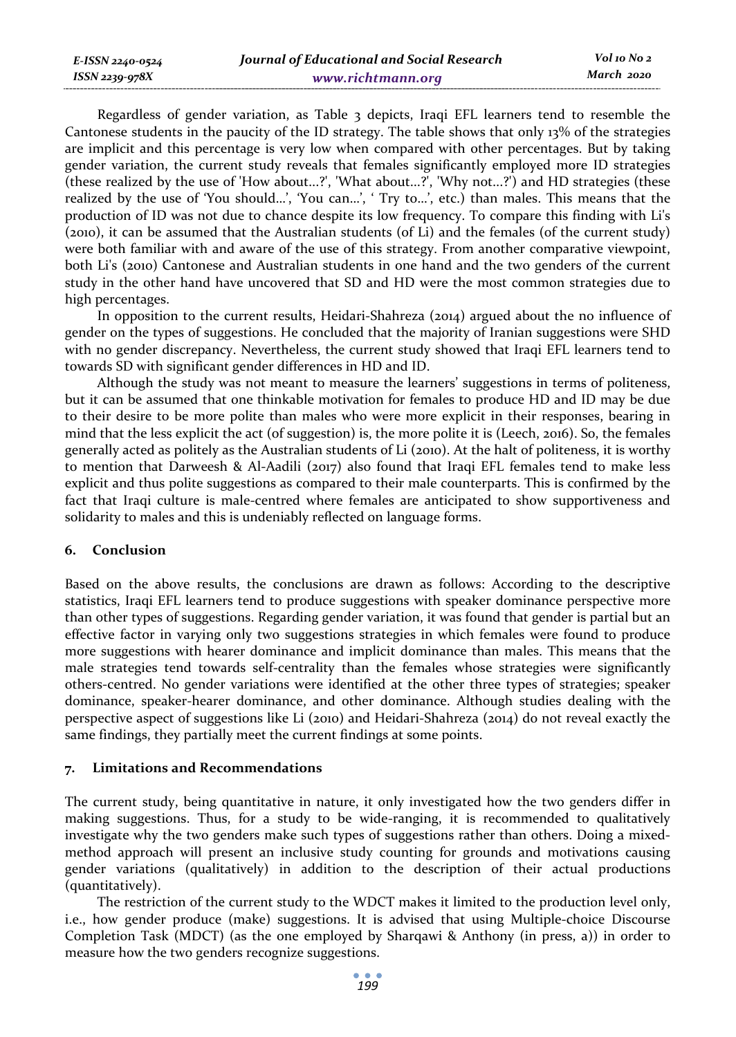Regardless of gender variation, as Table 3 depicts, Iraqi EFL learners tend to resemble the Cantonese students in the paucity of the ID strategy. The table shows that only 13% of the strategies are implicit and this percentage is very low when compared with other percentages. But by taking gender variation, the current study reveals that females significantly employed more ID strategies (these realized by the use of 'How about...?', 'What about...?', 'Why not...?') and HD strategies (these realized by the use of 'You should...', 'You can...', ' Try to...', etc.) than males. This means that the production of ID was not due to chance despite its low frequency. To compare this finding with Li's (2010), it can be assumed that the Australian students (of Li) and the females (of the current study) were both familiar with and aware of the use of this strategy. From another comparative viewpoint, both Li's (2010) Cantonese and Australian students in one hand and the two genders of the current study in the other hand have uncovered that SD and HD were the most common strategies due to high percentages.

In opposition to the current results, Heidari-Shahreza (2014) argued about the no influence of gender on the types of suggestions. He concluded that the majority of Iranian suggestions were SHD with no gender discrepancy. Nevertheless, the current study showed that Iraqi EFL learners tend to towards SD with significant gender differences in HD and ID.

Although the study was not meant to measure the learners' suggestions in terms of politeness, but it can be assumed that one thinkable motivation for females to produce HD and ID may be due to their desire to be more polite than males who were more explicit in their responses, bearing in mind that the less explicit the act (of suggestion) is, the more polite it is (Leech, 2016). So, the females generally acted as politely as the Australian students of Li (2010). At the halt of politeness, it is worthy to mention that Darweesh & Al-Aadili (2017) also found that Iraqi EFL females tend to make less explicit and thus polite suggestions as compared to their male counterparts. This is confirmed by the fact that Iraqi culture is male-centred where females are anticipated to show supportiveness and solidarity to males and this is undeniably reflected on language forms.

## 6. Conclusion

Based on the above results, the conclusions are drawn as follows: According to the descriptive statistics, Iraqi EFL learners tend to produce suggestions with speaker dominance perspective more than other types of suggestions. Regarding gender variation, it was found that gender is partial but an effective factor in varying only two suggestions strategies in which females were found to produce more suggestions with hearer dominance and implicit dominance than males. This means that the male strategies tend towards self-centrality than the females whose strategies were significantly others-centred. No gender variations were identified at the other three types of strategies; speaker dominance, speaker-hearer dominance, and other dominance. Although studies dealing with the perspective aspect of suggestions like Li (2010) and Heidari-Shahreza (2014) do not reveal exactly the same findings, they partially meet the current findings at some points.

## 7. Limitations and Recommendations

The current study, being quantitative in nature, it only investigated how the two genders differ in making suggestions. Thus, for a study to be wide-ranging, it is recommended to qualitatively investigate why the two genders make such types of suggestions rather than others. Doing a mixed-method approach will present an inclusive study counting for grounds and motivations causing gender variations (qualitatively) in addition to the description of their actual productions (quantitatively).

The restriction of the current study to the WDCT makes it limited to the production level only, i.e., how gender produce (make) suggestions. It is advised that using Multiple-choice Discourse Completion Task (MDCT) (as the one employed by Sharqawi & Anthony (in press, a)) in order to measure how the two genders recognize suggestions.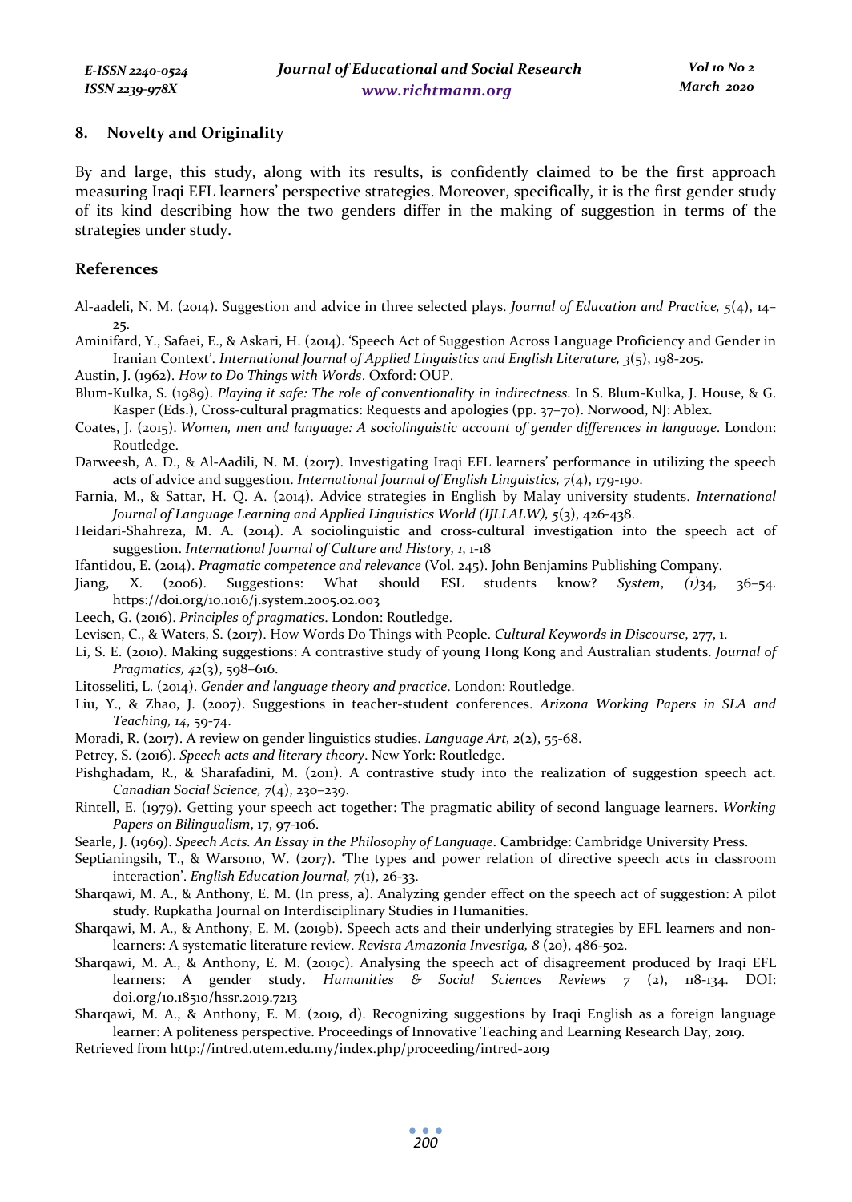## 8. Novelty and Originality

By and large, this study, along with its results, is confidently claimed to be the first approach measuring Iraqi EFL learners' perspective strategies. Moreover, specifically, it is the first gender study of its kind describing how the two genders differ in the making of suggestion in terms of the strategies under study.

## References

Al-aadeli, N. M. (2014). Suggestion and advice in three selected plays. *Journal of Education and Practice, 5*(4), 14–25.

Aminifard, Y., Safaei, E., & Askari, H. (2014). 'Speech Act of Suggestion Across Language Proficiency and Gender in Iranian Context'. *International Journal of Applied Linguistics and English Literature, 3*(5), 198-205.

Austin, J. (1962). *How to Do Things with Words*. Oxford: OUP.

Blum-Kulka, S. (1989). *Playing it safe: The role of conventionality in indirectness.* In S. Blum-Kulka, J. House, & G. Kasper (Eds.), Cross-cultural pragmatics: Requests and apologies (pp. 37–70). Norwood, NJ: Ablex.

Coates, J. (2015). *Women, men and language: A sociolinguistic account of gender differences in language*. London: Routledge.

Darweesh, A. D., & Al-Aadili, N. M. (2017). Investigating Iraqi EFL learners' performance in utilizing the speech acts of advice and suggestion. *International Journal of English Linguistics, 7*(4), 179-190.

Farnia, M., & Sattar, H. Q. A. (2014). Advice strategies in English by Malay university students. *International Journal of Language Learning and Applied Linguistics World (IJLLALW), 5*(3), 426-438.

Heidari-Shahreza, M. A. (2014). A sociolinguistic and cross-cultural investigation into the speech act of suggestion. *International Journal of Culture and History, 1*, 1-18

Ifantidou, E. (2014). *Pragmatic competence and relevance* (Vol. 245). John Benjamins Publishing Company.

Jiang, X. (2006). Suggestions: What should ESL students know? *System*, *(1)*34, 36–54. https://doi.org/10.1016/j.system.2005.02.003

Leech, G. (2016). *Principles of pragmatics*. London: Routledge.

Levisen, C., & Waters, S. (2017). How Words Do Things with People. *Cultural Keywords in Discourse*, 277, 1.

Li, S. E. (2010). Making suggestions: A contrastive study of young Hong Kong and Australian students. *Journal of Pragmatics, 42*(3), 598–616.

Litosseliti, L. (2014). *Gender and language theory and practice*. London: Routledge.

Liu, Y., & Zhao, J. (2007). Suggestions in teacher-student conferences. *Arizona Working Papers in SLA and Teaching, 14*, 59-74.

Moradi, R. (2017). A review on gender linguistics studies. *Language Art, 2*(2), 55-68.

Petrey, S. (2016). *Speech acts and literary theory*. New York: Routledge.

Pishghadam, R., & Sharafadini, M. (2011). A contrastive study into the realization of suggestion speech act. *Canadian Social Science, 7*(4), 230–239.

Rintell, E. (1979). Getting your speech act together: The pragmatic ability of second language learners. *Working Papers on Bilingualism*, 17, 97-106.

Searle, J. (1969). *Speech Acts. An Essay in the Philosophy of Language*. Cambridge: Cambridge University Press.

Septianingsih, T., & Warsono, W. (2017). 'The types and power relation of directive speech acts in classroom interaction'. *English Education Journal, 7*(1), 26-33.

Sharqawi, M. A., & Anthony, E. M. (In press, a). Analyzing gender effect on the speech act of suggestion: A pilot study. Rupkatha Journal on Interdisciplinary Studies in Humanities.

Sharqawi, M. A., & Anthony, E. M. (2019b). Speech acts and their underlying strategies by EFL learners and non-learners: A systematic literature review. *Revista Amazonia Investiga, 8* (20), 486-502.

Sharqawi, M. A., & Anthony, E. M. (2019c). Analysing the speech act of disagreement produced by Iraqi EFL learners: A gender study. *Humanities & Social Sciences Reviews 7* (2), 118-134. DOI: doi.org/10.18510/hssr.2019.7213

Sharqawi, M. A., & Anthony, E. M. (2019, d). Recognizing suggestions by Iraqi English as a foreign language learner: A politeness perspective. Proceedings of Innovative Teaching and Learning Research Day, 2019.

Retrieved from http://intred.utem.edu.my/index.php/proceeding/intred-2019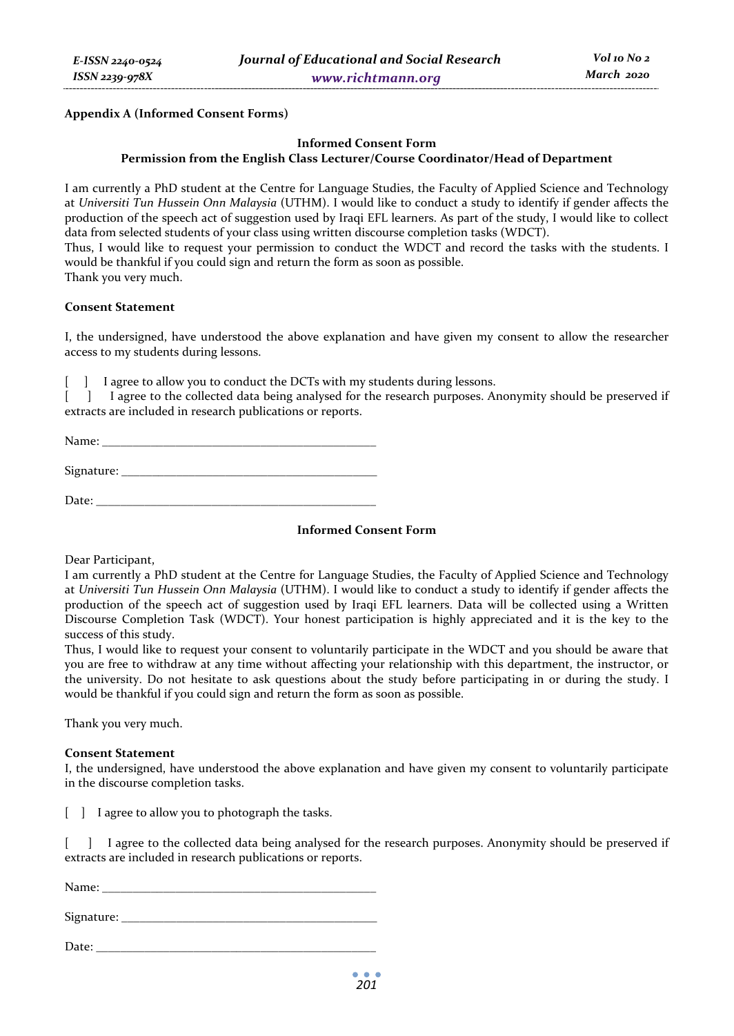## Appendix A (Informed Consent Forms)

### Informed Consent Form
### Permission from the English Class Lecturer/Course Coordinator/Head of Department

I am currently a PhD student at the Centre for Language Studies, the Faculty of Applied Science and Technology at *Universiti Tun Hussein Onn Malaysia* (UTHM). I would like to conduct a study to identify if gender affects the production of the speech act of suggestion used by Iraqi EFL learners. As part of the study, I would like to collect data from selected students of your class using written discourse completion tasks (WDCT).
Thus, I would like to request your permission to conduct the WDCT and record the tasks with the students. I would be thankful if you could sign and return the form as soon as possible.
Thank you very much.

**Consent Statement**

I, the undersigned, have understood the above explanation and have given my consent to allow the researcher access to my students during lessons.

[ ] I agree to allow you to conduct the DCTs with my students during lessons.
[ ] I agree to the collected data being analysed for the research purposes. Anonymity should be preserved if extracts are included in research publications or reports.

Name: ___________________________________________

Signature: _______________________________________

Date: ___________________________________________

### Informed Consent Form

Dear Participant,
I am currently a PhD student at the Centre for Language Studies, the Faculty of Applied Science and Technology at *Universiti Tun Hussein Onn Malaysia* (UTHM). I would like to conduct a study to identify if gender affects the production of the speech act of suggestion used by Iraqi EFL learners. Data will be collected using a Written Discourse Completion Task (WDCT). Your honest participation is highly appreciated and it is the key to the success of this study.
Thus, I would like to request your consent to voluntarily participate in the WDCT and you should be aware that you are free to withdraw at any time without affecting your relationship with this department, the instructor, or the university. Do not hesitate to ask questions about the study before participating in or during the study. I would be thankful if you could sign and return the form as soon as possible.

Thank you very much.

**Consent Statement**
I, the undersigned, have understood the above explanation and have given my consent to voluntarily participate in the discourse completion tasks.

[ ] I agree to allow you to photograph the tasks.

[ ] I agree to the collected data being analysed for the research purposes. Anonymity should be preserved if extracts are included in research publications or reports.

Name: ___________________________________________

Signature: _______________________________________

Date: ___________________________________________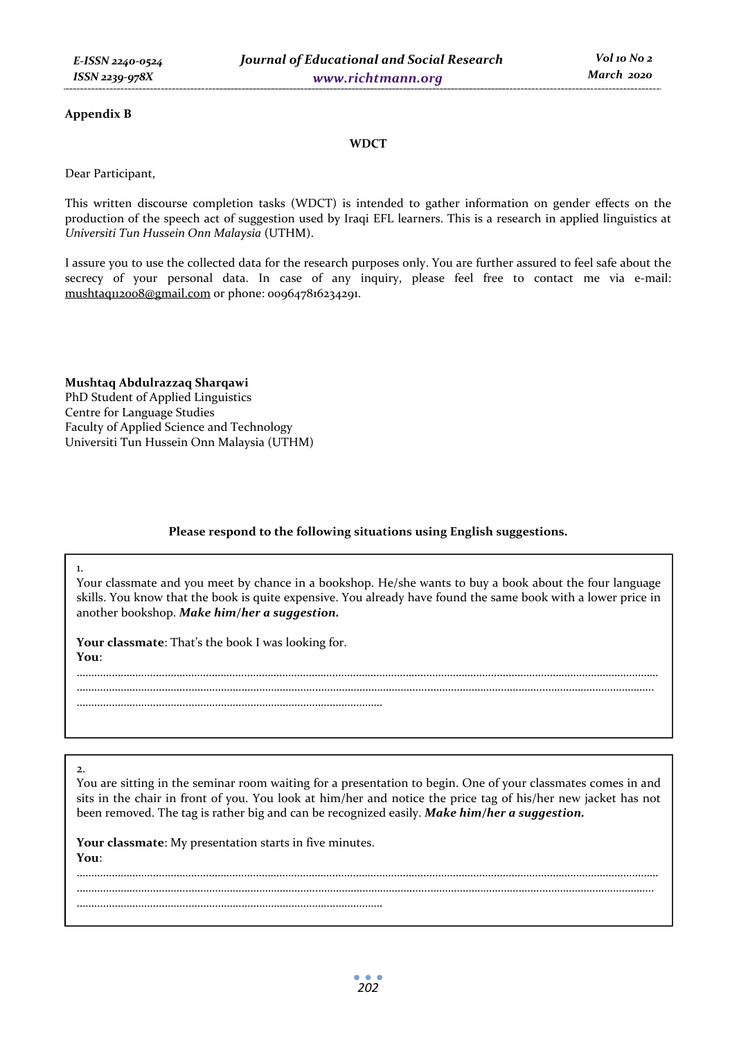**Appendix B**

**WDCT**

Dear Participant,

This written discourse completion tasks (WDCT) is intended to gather information on gender effects on the production of the speech act of suggestion used by Iraqi EFL learners. This is a research in applied linguistics at *Universiti Tun Hussein Onn Malaysia* (UTHM).

I assure you to use the collected data for the research purposes only. You are further assured to feel safe about the secrecy of your personal data. In case of any inquiry, please feel free to contact me via e-mail: mushtaq112008@gmail.com or phone: 009647816234291.

**Mushtaq Abdulrazzaq Sharqawi**
PhD Student of Applied Linguistics
Centre for Language Studies
Faculty of Applied Science and Technology
Universiti Tun Hussein Onn Malaysia (UTHM)

**Please respond to the following situations using English suggestions.**

1.
Your classmate and you meet by chance in a bookshop. He/she wants to buy a book about the four language skills. You know that the book is quite expensive. You already have found the same book with a lower price in another bookshop. ***Make him/her a suggestion.***

**Your classmate**: That's the book I was looking for.
**You**:
........................................................................................................................................................................................
........................................................................................................................................................................................
..............................................................................................

2.
You are sitting in the seminar room waiting for a presentation to begin. One of your classmates comes in and sits in the chair in front of you. You look at him/her and notice the price tag of his/her new jacket has not been removed. The tag is rather big and can be recognized easily. ***Make him/her a suggestion.***

**Your classmate**: My presentation starts in five minutes.
**You**:
........................................................................................................................................................................................
........................................................................................................................................................................................
..............................................................................................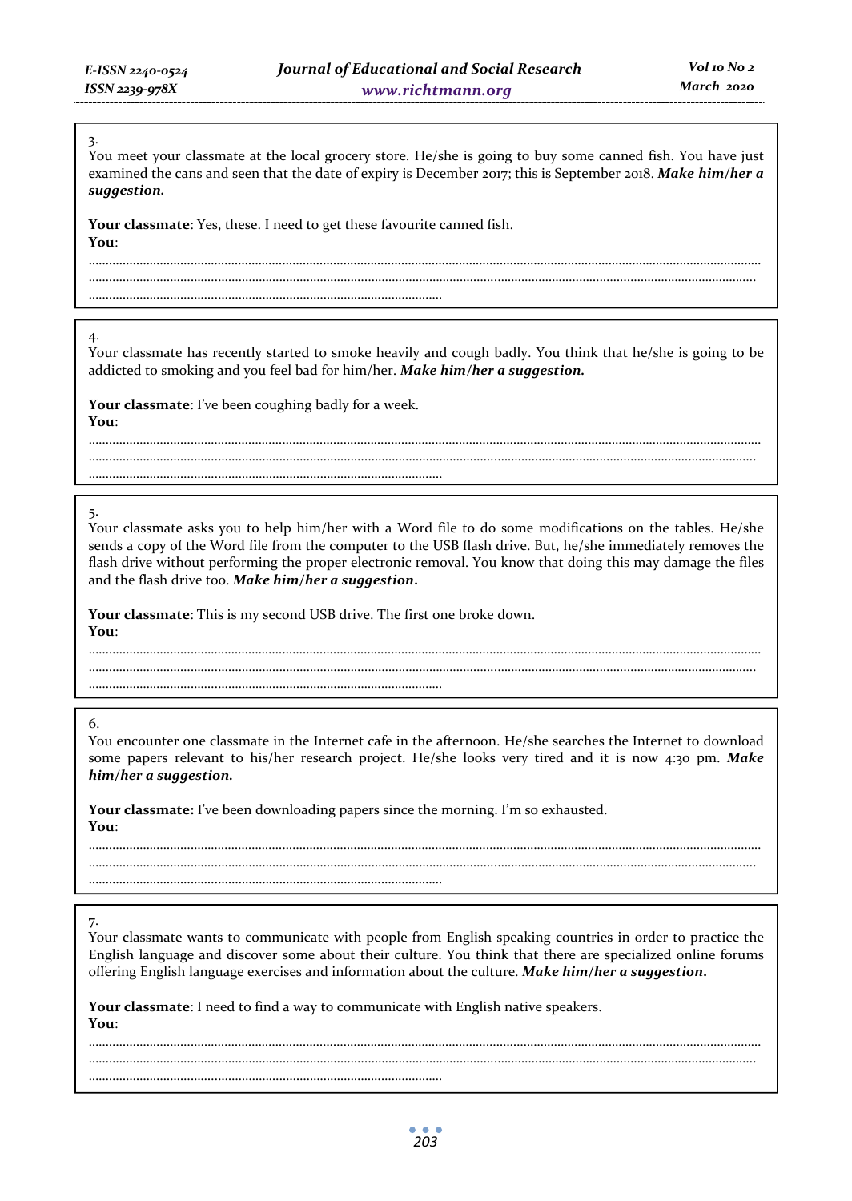3.
You meet your classmate at the local grocery store. He/she is going to buy some canned fish. You have just examined the cans and seen that the date of expiry is December 2017; this is September 2018. ***Make him/her a suggestion.***

**Your classmate**: Yes, these. I need to get these favourite canned fish.
**You**:
..........................................................................................................................................................................
..........................................................................................................................................................................
..........................................................................................

4.
Your classmate has recently started to smoke heavily and cough badly. You think that he/she is going to be addicted to smoking and you feel bad for him/her. ***Make him/her a suggestion.***

**Your classmate**: I've been coughing badly for a week.
**You**:
..........................................................................................................................................................................
..........................................................................................................................................................................
..........................................................................................

5.
Your classmate asks you to help him/her with a Word file to do some modifications on the tables. He/she sends a copy of the Word file from the computer to the USB flash drive. But, he/she immediately removes the flash drive without performing the proper electronic removal. You know that doing this may damage the files and the flash drive too. ***Make him/her a suggestion.***

**Your classmate**: This is my second USB drive. The first one broke down.
**You**:
..........................................................................................................................................................................
..........................................................................................................................................................................
..........................................................................................

6.
You encounter one classmate in the Internet cafe in the afternoon. He/she searches the Internet to download some papers relevant to his/her research project. He/she looks very tired and it is now 4:30 pm. ***Make him/her a suggestion.***

**Your classmate:** I've been downloading papers since the morning. I'm so exhausted.
**You**:
..........................................................................................................................................................................
..........................................................................................................................................................................
..........................................................................................

7.
Your classmate wants to communicate with people from English speaking countries in order to practice the English language and discover some about their culture. You think that there are specialized online forums offering English language exercises and information about the culture. ***Make him/her a suggestion.***

**Your classmate**: I need to find a way to communicate with English native speakers.
**You**:
..........................................................................................................................................................................
..........................................................................................................................................................................
..........................................................................................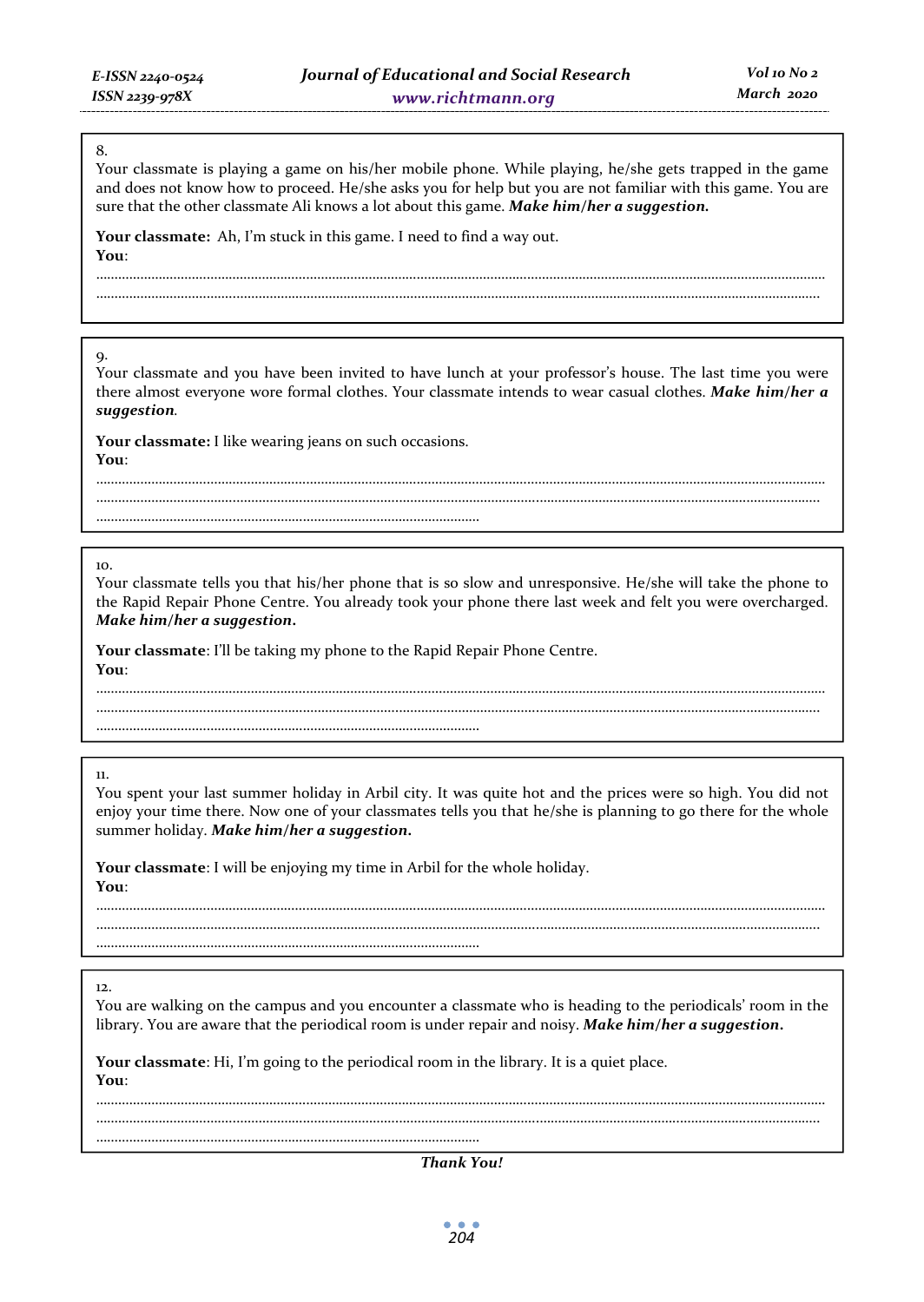8.
Your classmate is playing a game on his/her mobile phone. While playing, he/she gets trapped in the game and does not know how to proceed. He/she asks you for help but you are not familiar with this game. You are sure that the other classmate Ali knows a lot about this game. ***Make him/her a suggestion.***

**Your classmate:** Ah, I'm stuck in this game. I need to find a way out.
**You**:
........................................................................................................................................................................................................
........................................................................................................................................................................................................

9.
Your classmate and you have been invited to have lunch at your professor's house. The last time you were there almost everyone wore formal clothes. Your classmate intends to wear casual clothes. ***Make him/her a suggestion***.

**Your classmate:** I like wearing jeans on such occasions.
**You**:
........................................................................................................................................................................................................
........................................................................................................................................................................................................
.......................................................................................................

10.
Your classmate tells you that his/her phone that is so slow and unresponsive. He/she will take the phone to the Rapid Repair Phone Centre. You already took your phone there last week and felt you were overcharged. ***Make him/her a suggestion.***

**Your classmate**: I'll be taking my phone to the Rapid Repair Phone Centre.
**You**:
........................................................................................................................................................................................................
........................................................................................................................................................................................................
.......................................................................................................

11.
You spent your last summer holiday in Arbil city. It was quite hot and the prices were so high. You did not enjoy your time there. Now one of your classmates tells you that he/she is planning to go there for the whole summer holiday. ***Make him/her a suggestion.***

**Your classmate**: I will be enjoying my time in Arbil for the whole holiday.
**You**:
........................................................................................................................................................................................................
........................................................................................................................................................................................................
.......................................................................................................

12.
You are walking on the campus and you encounter a classmate who is heading to the periodicals' room in the library. You are aware that the periodical room is under repair and noisy. ***Make him/her a suggestion.***

**Your classmate**: Hi, I'm going to the periodical room in the library. It is a quiet place.
**You**:
........................................................................................................................................................................................................
........................................................................................................................................................................................................
.......................................................................................................

***Thank You!***